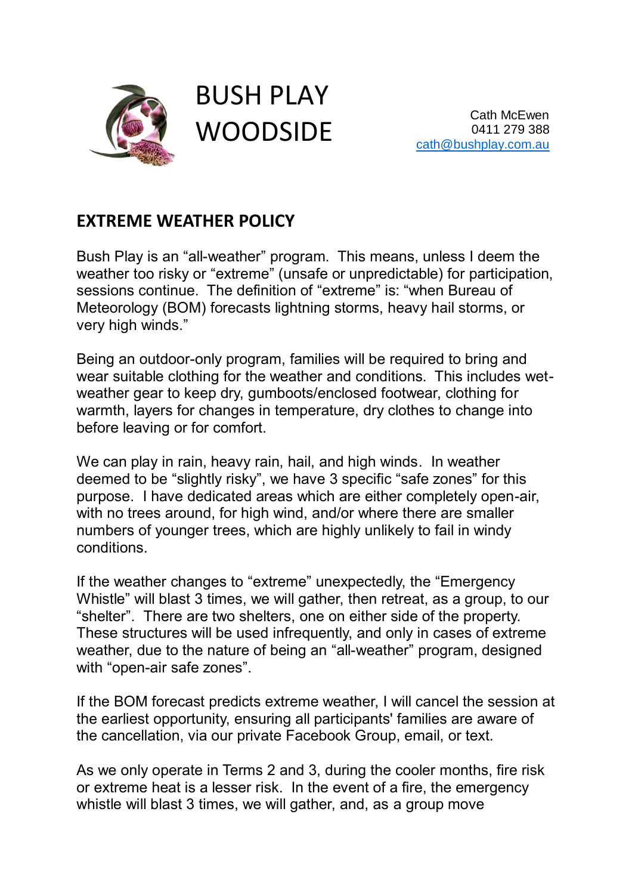# BUSH PLAY WOODSIDE

Cath McEwen
0411 279 388
cath@bushplay.com.au

## EXTREME WEATHER POLICY

Bush Play is an "all-weather" program. This means, unless I deem the weather too risky or "extreme" (unsafe or unpredictable) for participation, sessions continue. The definition of "extreme" is: "when Bureau of Meteorology (BOM) forecasts lightning storms, heavy hail storms, or very high winds."

Being an outdoor-only program, families will be required to bring and wear suitable clothing for the weather and conditions. This includes wet-weather gear to keep dry, gumboots/enclosed footwear, clothing for warmth, layers for changes in temperature, dry clothes to change into before leaving or for comfort.

We can play in rain, heavy rain, hail, and high winds. In weather deemed to be "slightly risky", we have 3 specific "safe zones" for this purpose. I have dedicated areas which are either completely open-air, with no trees around, for high wind, and/or where there are smaller numbers of younger trees, which are highly unlikely to fail in windy conditions.

If the weather changes to "extreme" unexpectedly, the "Emergency Whistle" will blast 3 times, we will gather, then retreat, as a group, to our "shelter". There are two shelters, one on either side of the property. These structures will be used infrequently, and only in cases of extreme weather, due to the nature of being an "all-weather" program, designed with "open-air safe zones".

If the BOM forecast predicts extreme weather, I will cancel the session at the earliest opportunity, ensuring all participants' families are aware of the cancellation, via our private Facebook Group, email, or text.

As we only operate in Terms 2 and 3, during the cooler months, fire risk or extreme heat is a lesser risk. In the event of a fire, the emergency whistle will blast 3 times, we will gather, and, as a group move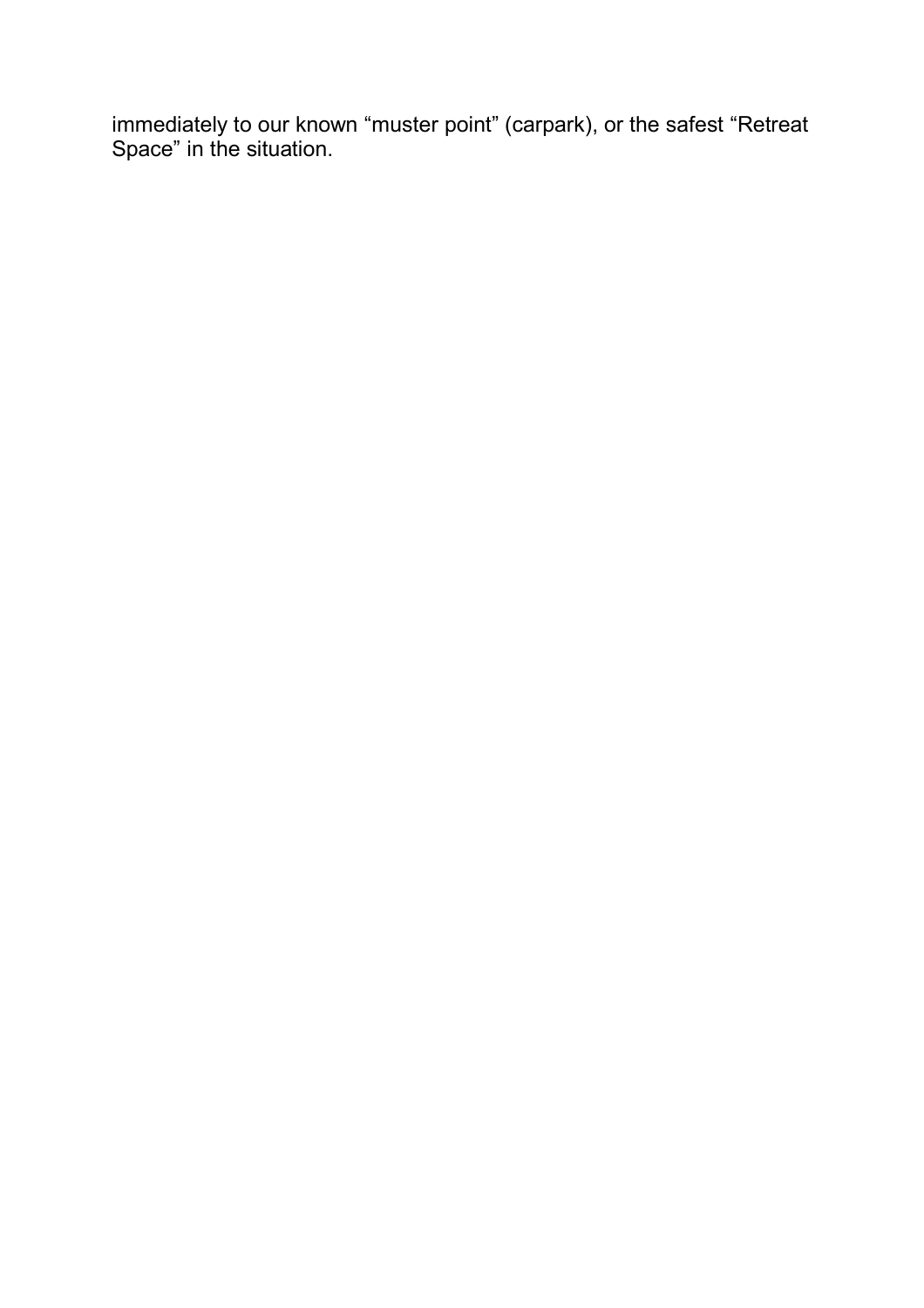immediately to our known “muster point” (carpark), or the safest “Retreat Space” in the situation.